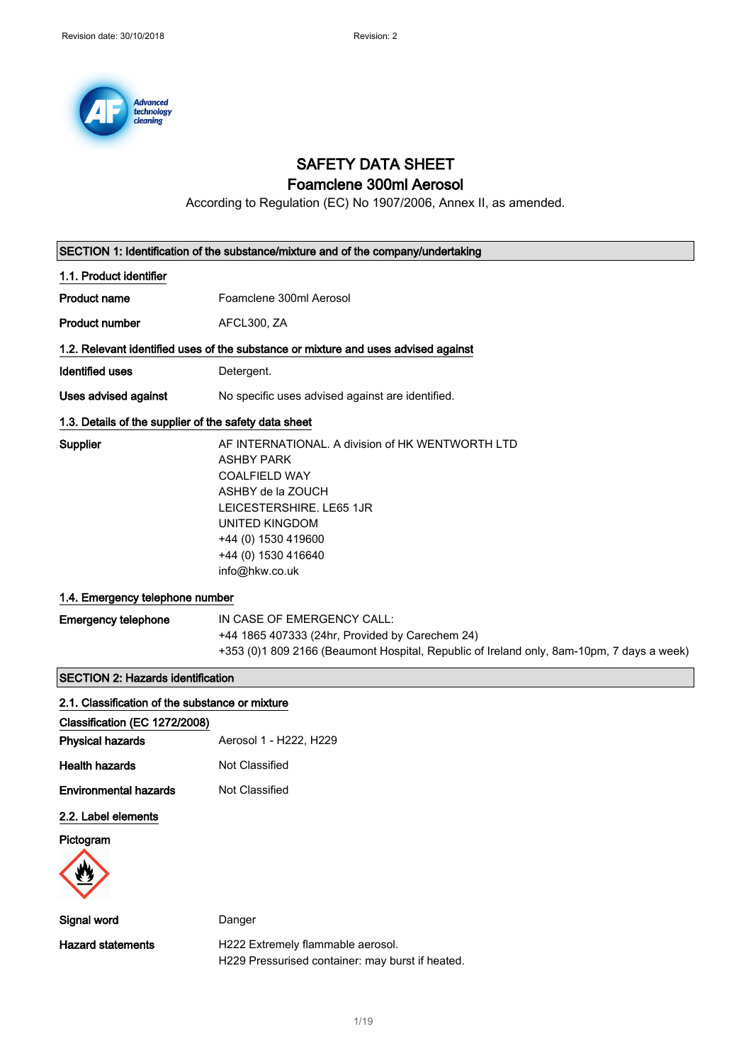# SAFETY DATA SHEET

## Foamclene 300ml Aerosol

According to Regulation (EC) No 1907/2006, Annex II, as amended.

## SECTION 1: Identification of the substance/mixture and of the company/undertaking

### 1.1. Product identifier

**Product name** Foamclene 300ml Aerosol

**Product number** AFCL300, ZA

### 1.2. Relevant identified uses of the substance or mixture and uses advised against

**Identified uses** Detergent.

**Uses advised against** No specific uses advised against are identified.

### 1.3. Details of the supplier of the safety data sheet

**Supplier**
AF INTERNATIONAL. A division of HK WENTWORTH LTD
ASHBY PARK
COALFIELD WAY
ASHBY de la ZOUCH
LEICESTERSHIRE. LE65 1JR
UNITED KINGDOM
+44 (0) 1530 419600
+44 (0) 1530 416640
info@hkw.co.uk

### 1.4. Emergency telephone number

**Emergency telephone**
IN CASE OF EMERGENCY CALL:
+44 1865 407333 (24hr, Provided by Carechem 24)
+353 (0)1 809 2166 (Beaumont Hospital, Republic of Ireland only, 8am-10pm, 7 days a week)

## SECTION 2: Hazards identification

### 2.1. Classification of the substance or mixture

**Classification (EC 1272/2008)**

**Physical hazards** Aerosol 1 - H222, H229

**Health hazards** Not Classified

**Environmental hazards** Not Classified

### 2.2. Label elements

**Pictogram**

**Signal word** Danger

**Hazard statements**
H222 Extremely flammable aerosol.
H229 Pressurised container: may burst if heated.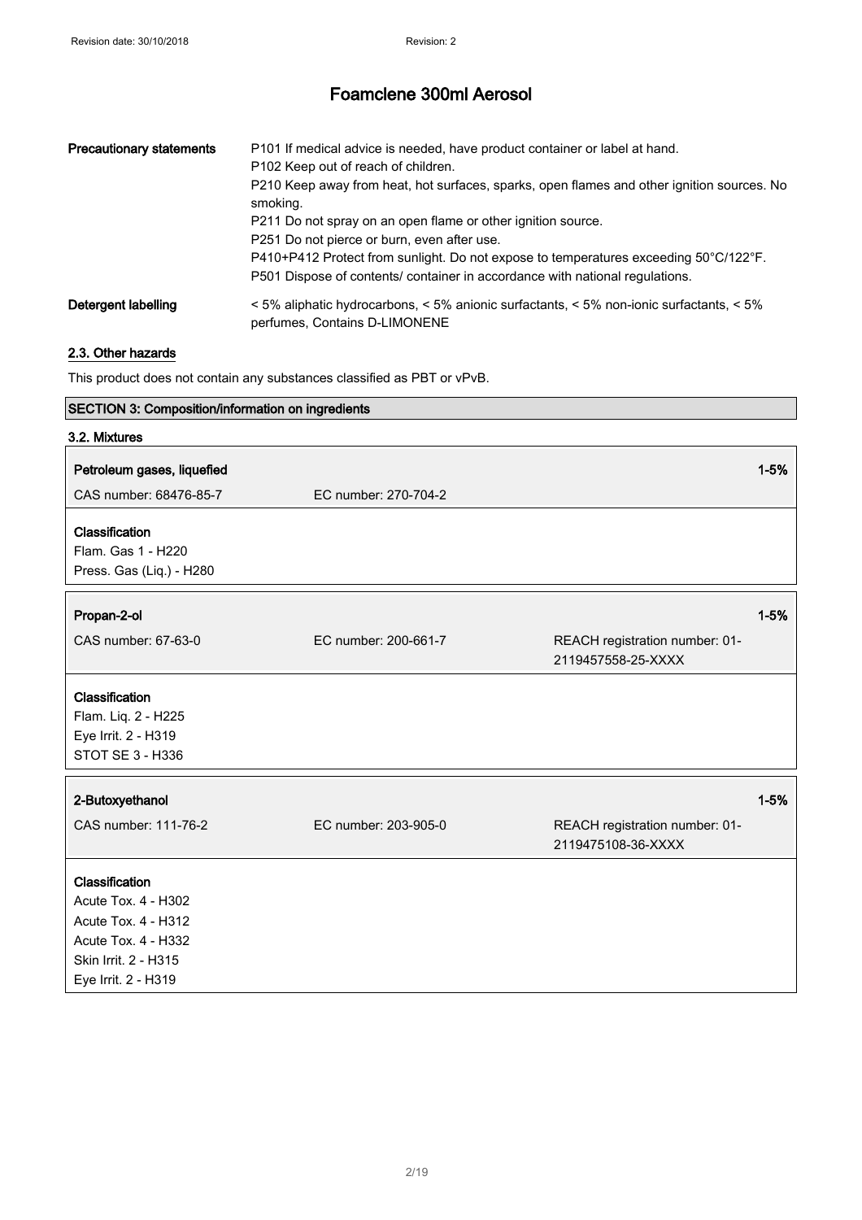| | |
|---|---|
| **Precautionary statements** | P101 If medical advice is needed, have product container or label at hand.<br>P102 Keep out of reach of children.<br>P210 Keep away from heat, hot surfaces, sparks, open flames and other ignition sources. No smoking.<br>P211 Do not spray on an open flame or other ignition source.<br>P251 Do not pierce or burn, even after use.<br>P410+P412 Protect from sunlight. Do not expose to temperatures exceeding 50°C/122°F.<br>P501 Dispose of contents/ container in accordance with national regulations. |
| **Detergent labelling** | < 5% aliphatic hydrocarbons, < 5% anionic surfactants, < 5% non-ionic surfactants, < 5% perfumes, Contains D-LIMONENE |

### 2.3. Other hazards

This product does not contain any substances classified as PBT or vPvB.

## SECTION 3: Composition/information on ingredients

### 3.2. Mixtures

| **Petroleum gases, liquefied** | | **1-5%** |
|---|---|---|
| CAS number: 68476-85-7 | EC number: 270-704-2 | |

**Classification**
Flam. Gas 1 - H220
Press. Gas (Liq.) - H280

| **Propan-2-ol** | | **1-5%** |
|---|---|---|
| CAS number: 67-63-0 | EC number: 200-661-7 | REACH registration number: 01-2119457558-25-XXXX |

**Classification**
Flam. Liq. 2 - H225
Eye Irrit. 2 - H319
STOT SE 3 - H336

| **2-Butoxyethanol** | | **1-5%** |
|---|---|---|
| CAS number: 111-76-2 | EC number: 203-905-0 | REACH registration number: 01-2119475108-36-XXXX |

**Classification**
Acute Tox. 4 - H302
Acute Tox. 4 - H312
Acute Tox. 4 - H332
Skin Irrit. 2 - H315
Eye Irrit. 2 - H319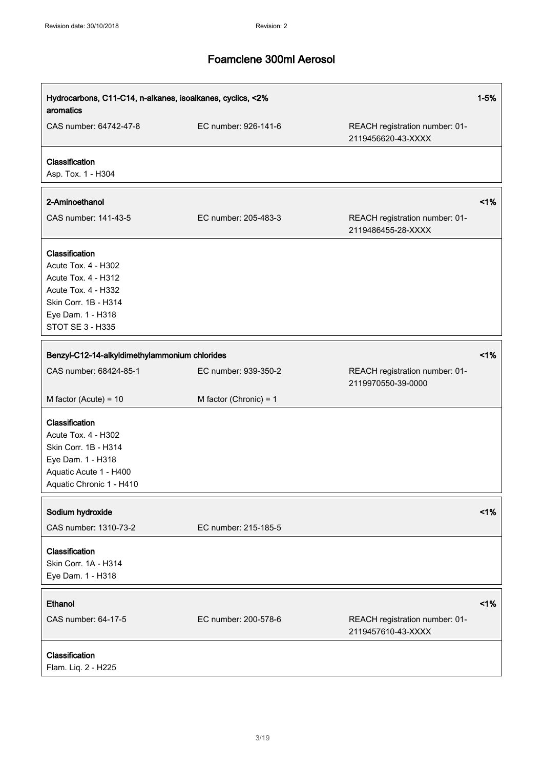**Hydrocarbons, C11-C14, n-alkanes, isoalkanes, cyclics, <2% aromatics** **1-5%**

CAS number: 64742-47-8 | EC number: 926-141-6 | REACH registration number: 01-2119456620-43-XXXX

**Classification**
Asp. Tox. 1 - H304

---

**2-Aminoethanol** **<1%**

CAS number: 141-43-5 | EC number: 205-483-3 | REACH registration number: 01-2119486455-28-XXXX

**Classification**
Acute Tox. 4 - H302
Acute Tox. 4 - H312
Acute Tox. 4 - H332
Skin Corr. 1B - H314
Eye Dam. 1 - H318
STOT SE 3 - H335

---

**Benzyl-C12-14-alkyldimethylammonium chlorides** **<1%**

CAS number: 68424-85-1 | EC number: 939-350-2 | REACH registration number: 01-2119970550-39-0000

M factor (Acute) = 10 | M factor (Chronic) = 1

**Classification**
Acute Tox. 4 - H302
Skin Corr. 1B - H314
Eye Dam. 1 - H318
Aquatic Acute 1 - H400
Aquatic Chronic 1 - H410

---

**Sodium hydroxide** **<1%**

CAS number: 1310-73-2 | EC number: 215-185-5

**Classification**
Skin Corr. 1A - H314
Eye Dam. 1 - H318

---

**Ethanol** **<1%**

CAS number: 64-17-5 | EC number: 200-578-6 | REACH registration number: 01-2119457610-43-XXXX

**Classification**
Flam. Liq. 2 - H225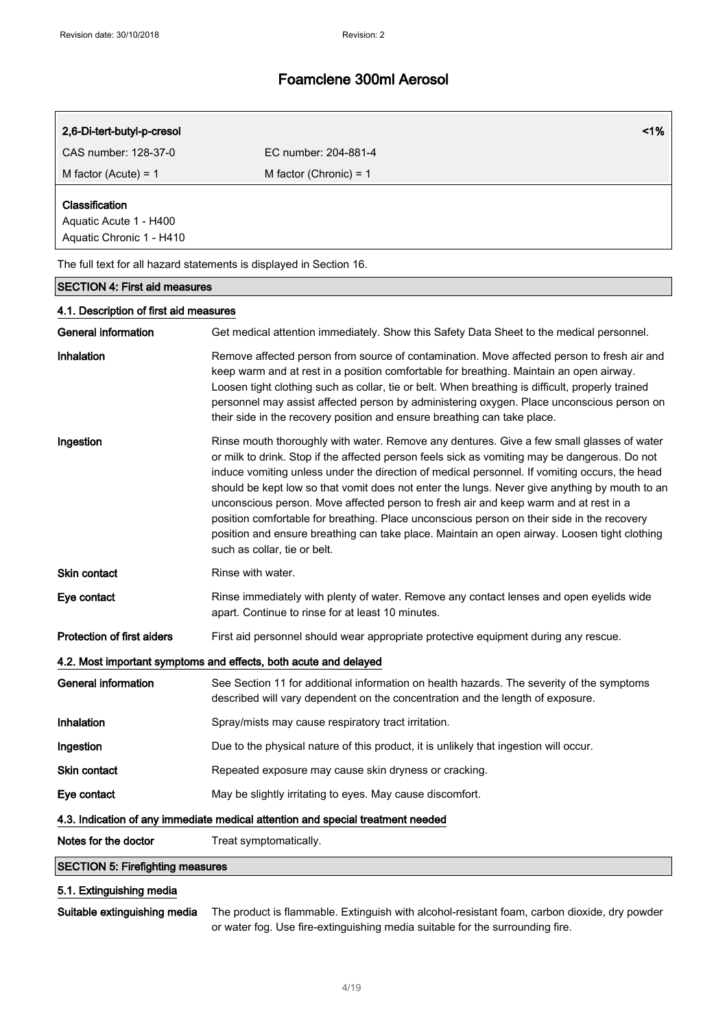| 2,6-Di-tert-butyl-p-cresol | | <1% |
|---|---|---|
| CAS number: 128-37-0 | EC number: 204-881-4 | |
| M factor (Acute) = 1 | M factor (Chronic) = 1 | |

**Classification**
Aquatic Acute 1 - H400
Aquatic Chronic 1 - H410

The full text for all hazard statements is displayed in Section 16.

## SECTION 4: First aid measures

### 4.1. Description of first aid measures

**General information**
Get medical attention immediately. Show this Safety Data Sheet to the medical personnel.

**Inhalation**
Remove affected person from source of contamination. Move affected person to fresh air and keep warm and at rest in a position comfortable for breathing. Maintain an open airway. Loosen tight clothing such as collar, tie or belt. When breathing is difficult, properly trained personnel may assist affected person by administering oxygen. Place unconscious person on their side in the recovery position and ensure breathing can take place.

**Ingestion**
Rinse mouth thoroughly with water. Remove any dentures. Give a few small glasses of water or milk to drink. Stop if the affected person feels sick as vomiting may be dangerous. Do not induce vomiting unless under the direction of medical personnel. If vomiting occurs, the head should be kept low so that vomit does not enter the lungs. Never give anything by mouth to an unconscious person. Move affected person to fresh air and keep warm and at rest in a position comfortable for breathing. Place unconscious person on their side in the recovery position and ensure breathing can take place. Maintain an open airway. Loosen tight clothing such as collar, tie or belt.

**Skin contact**
Rinse with water.

**Eye contact**
Rinse immediately with plenty of water. Remove any contact lenses and open eyelids wide apart. Continue to rinse for at least 10 minutes.

**Protection of first aiders**
First aid personnel should wear appropriate protective equipment during any rescue.

### 4.2. Most important symptoms and effects, both acute and delayed

**General information**
See Section 11 for additional information on health hazards. The severity of the symptoms described will vary dependent on the concentration and the length of exposure.

**Inhalation**
Spray/mists may cause respiratory tract irritation.

**Ingestion**
Due to the physical nature of this product, it is unlikely that ingestion will occur.

**Skin contact**
Repeated exposure may cause skin dryness or cracking.

**Eye contact**
May be slightly irritating to eyes. May cause discomfort.

### 4.3. Indication of any immediate medical attention and special treatment needed

**Notes for the doctor**
Treat symptomatically.

## SECTION 5: Firefighting measures

### 5.1. Extinguishing media

**Suitable extinguishing media**
The product is flammable. Extinguish with alcohol-resistant foam, carbon dioxide, dry powder or water fog. Use fire-extinguishing media suitable for the surrounding fire.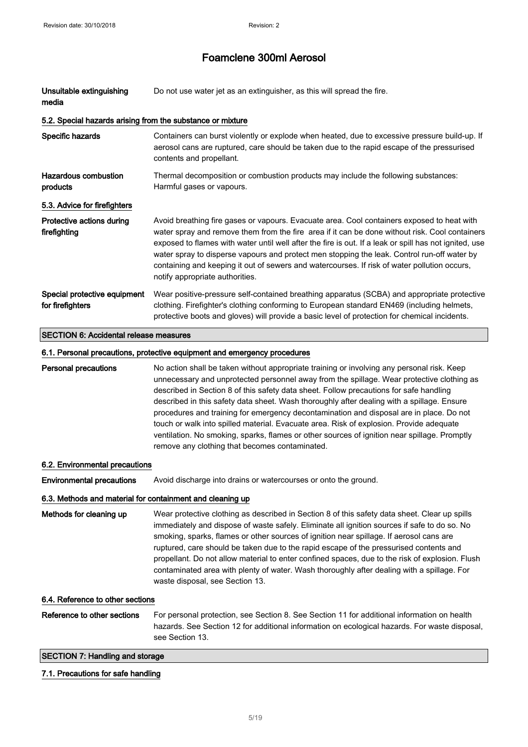| | |
|---|---|
| **Unsuitable extinguishing media** | Do not use water jet as an extinguisher, as this will spread the fire. |

#### 5.2. Special hazards arising from the substance or mixture

| | |
|---|---|
| **Specific hazards** | Containers can burst violently or explode when heated, due to excessive pressure build-up. If aerosol cans are ruptured, care should be taken due to the rapid escape of the pressurised contents and propellant. |
| **Hazardous combustion products** | Thermal decomposition or combustion products may include the following substances: Harmful gases or vapours. |

#### 5.3. Advice for firefighters

| | |
|---|---|
| **Protective actions during firefighting** | Avoid breathing fire gases or vapours. Evacuate area. Cool containers exposed to heat with water spray and remove them from the fire area if it can be done without risk. Cool containers exposed to flames with water until well after the fire is out. If a leak or spill has not ignited, use water spray to disperse vapours and protect men stopping the leak. Control run-off water by containing and keeping it out of sewers and watercourses. If risk of water pollution occurs, notify appropriate authorities. |
| **Special protective equipment for firefighters** | Wear positive-pressure self-contained breathing apparatus (SCBA) and appropriate protective clothing. Firefighter's clothing conforming to European standard EN469 (including helmets, protective boots and gloves) will provide a basic level of protection for chemical incidents. |

## SECTION 6: Accidental release measures

#### 6.1. Personal precautions, protective equipment and emergency procedures

| | |
|---|---|
| **Personal precautions** | No action shall be taken without appropriate training or involving any personal risk. Keep unnecessary and unprotected personnel away from the spillage. Wear protective clothing as described in Section 8 of this safety data sheet. Follow precautions for safe handling described in this safety data sheet. Wash thoroughly after dealing with a spillage. Ensure procedures and training for emergency decontamination and disposal are in place. Do not touch or walk into spilled material. Evacuate area. Risk of explosion. Provide adequate ventilation. No smoking, sparks, flames or other sources of ignition near spillage. Promptly remove any clothing that becomes contaminated. |

#### 6.2. Environmental precautions

| | |
|---|---|
| **Environmental precautions** | Avoid discharge into drains or watercourses or onto the ground. |

#### 6.3. Methods and material for containment and cleaning up

| | |
|---|---|
| **Methods for cleaning up** | Wear protective clothing as described in Section 8 of this safety data sheet. Clear up spills immediately and dispose of waste safely. Eliminate all ignition sources if safe to do so. No smoking, sparks, flames or other sources of ignition near spillage. If aerosol cans are ruptured, care should be taken due to the rapid escape of the pressurised contents and propellant. Do not allow material to enter confined spaces, due to the risk of explosion. Flush contaminated area with plenty of water. Wash thoroughly after dealing with a spillage. For waste disposal, see Section 13. |

#### 6.4. Reference to other sections

| | |
|---|---|
| **Reference to other sections** | For personal protection, see Section 8. See Section 11 for additional information on health hazards. See Section 12 for additional information on ecological hazards. For waste disposal, see Section 13. |

## SECTION 7: Handling and storage

#### 7.1. Precautions for safe handling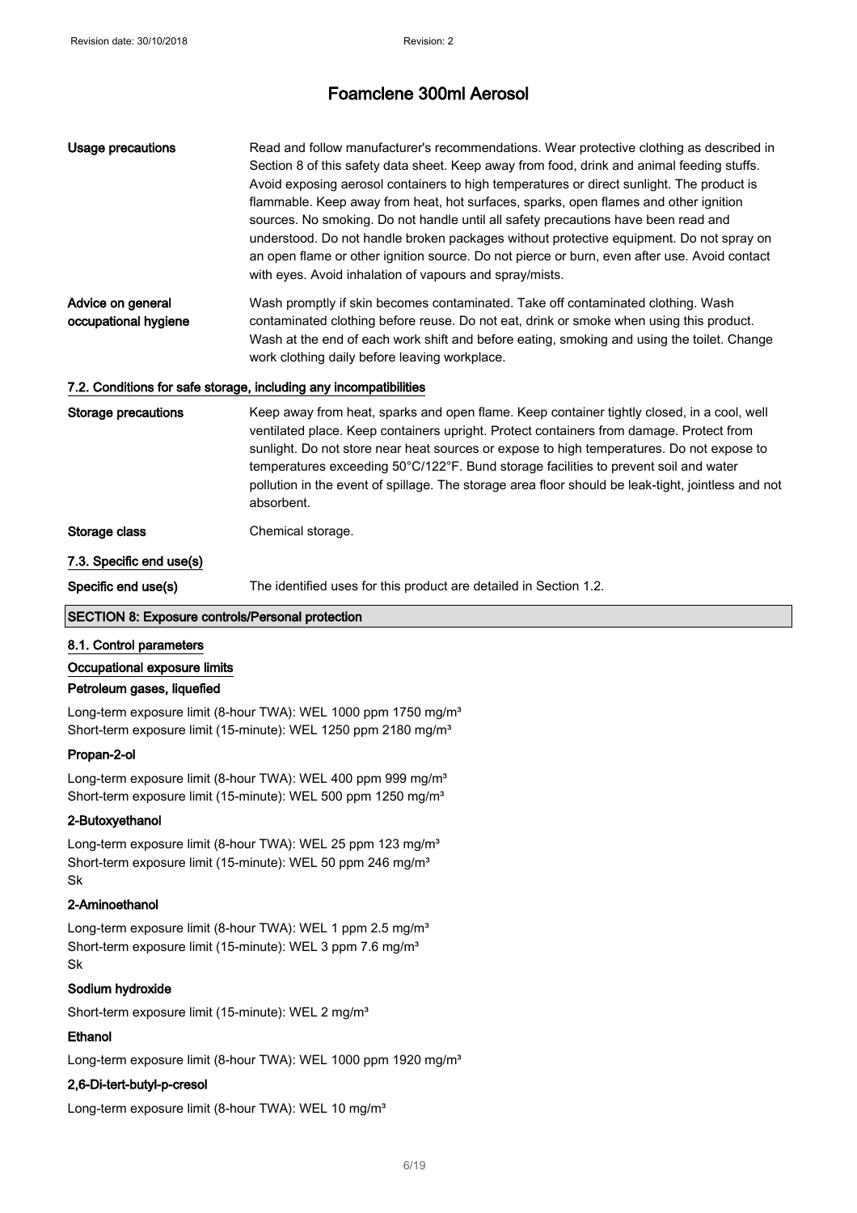# Foamclene 300ml Aerosol

| | |
|---|---|
| **Usage precautions** | Read and follow manufacturer's recommendations. Wear protective clothing as described in Section 8 of this safety data sheet. Keep away from food, drink and animal feeding stuffs. Avoid exposing aerosol containers to high temperatures or direct sunlight. The product is flammable. Keep away from heat, hot surfaces, sparks, open flames and other ignition sources. No smoking. Do not handle until all safety precautions have been read and understood. Do not handle broken packages without protective equipment. Do not spray on an open flame or other ignition source. Do not pierce or burn, even after use. Avoid contact with eyes. Avoid inhalation of vapours and spray/mists. |
| **Advice on general occupational hygiene** | Wash promptly if skin becomes contaminated. Take off contaminated clothing. Wash contaminated clothing before reuse. Do not eat, drink or smoke when using this product. Wash at the end of each work shift and before eating, smoking and using the toilet. Change work clothing daily before leaving workplace. |

### 7.2. Conditions for safe storage, including any incompatibilities

| | |
|---|---|
| **Storage precautions** | Keep away from heat, sparks and open flame. Keep container tightly closed, in a cool, well ventilated place. Keep containers upright. Protect containers from damage. Protect from sunlight. Do not store near heat sources or expose to high temperatures. Do not expose to temperatures exceeding 50°C/122°F. Bund storage facilities to prevent soil and water pollution in the event of spillage. The storage area floor should be leak-tight, jointless and not absorbent. |
| **Storage class** | Chemical storage. |

### 7.3. Specific end use(s)

| | |
|---|---|
| **Specific end use(s)** | The identified uses for this product are detailed in Section 1.2. |

## SECTION 8: Exposure controls/Personal protection

### 8.1. Control parameters

#### Occupational exposure limits

**Petroleum gases, liquefied**

Long-term exposure limit (8-hour TWA): WEL 1000 ppm 1750 mg/m³
Short-term exposure limit (15-minute): WEL 1250 ppm 2180 mg/m³

**Propan-2-ol**

Long-term exposure limit (8-hour TWA): WEL 400 ppm 999 mg/m³
Short-term exposure limit (15-minute): WEL 500 ppm 1250 mg/m³

**2-Butoxyethanol**

Long-term exposure limit (8-hour TWA): WEL 25 ppm 123 mg/m³
Short-term exposure limit (15-minute): WEL 50 ppm 246 mg/m³
Sk

**2-Aminoethanol**

Long-term exposure limit (8-hour TWA): WEL 1 ppm 2.5 mg/m³
Short-term exposure limit (15-minute): WEL 3 ppm 7.6 mg/m³
Sk

**Sodium hydroxide**

Short-term exposure limit (15-minute): WEL 2 mg/m³

**Ethanol**

Long-term exposure limit (8-hour TWA): WEL 1000 ppm 1920 mg/m³

**2,6-Di-tert-butyl-p-cresol**

Long-term exposure limit (8-hour TWA): WEL 10 mg/m³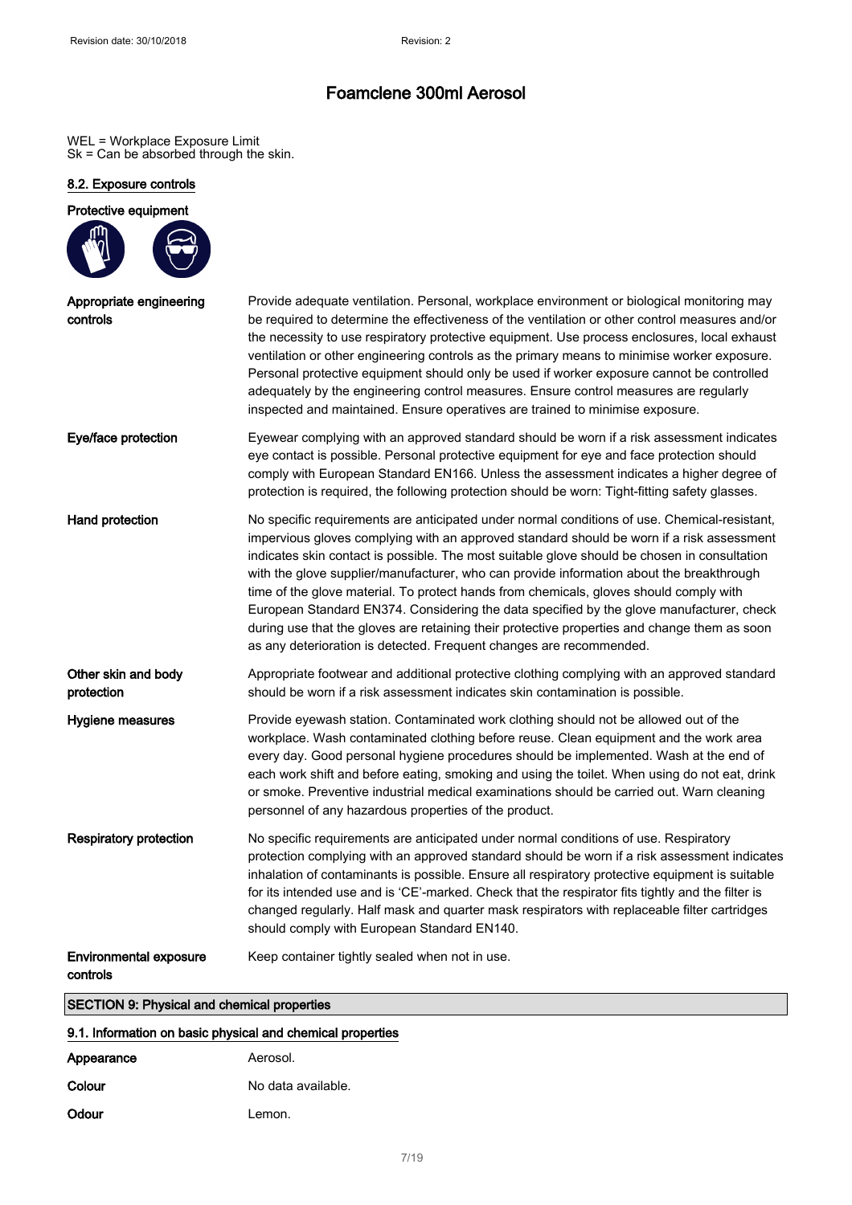WEL = Workplace Exposure Limit
Sk = Can be absorbed through the skin.

### 8.2. Exposure controls

**Protective equipment**

| | |
|---|---|
| **Appropriate engineering controls** | Provide adequate ventilation. Personal, workplace environment or biological monitoring may be required to determine the effectiveness of the ventilation or other control measures and/or the necessity to use respiratory protective equipment. Use process enclosures, local exhaust ventilation or other engineering controls as the primary means to minimise worker exposure. Personal protective equipment should only be used if worker exposure cannot be controlled adequately by the engineering control measures. Ensure control measures are regularly inspected and maintained. Ensure operatives are trained to minimise exposure. |
| **Eye/face protection** | Eyewear complying with an approved standard should be worn if a risk assessment indicates eye contact is possible. Personal protective equipment for eye and face protection should comply with European Standard EN166. Unless the assessment indicates a higher degree of protection is required, the following protection should be worn: Tight-fitting safety glasses. |
| **Hand protection** | No specific requirements are anticipated under normal conditions of use. Chemical-resistant, impervious gloves complying with an approved standard should be worn if a risk assessment indicates skin contact is possible. The most suitable glove should be chosen in consultation with the glove supplier/manufacturer, who can provide information about the breakthrough time of the glove material. To protect hands from chemicals, gloves should comply with European Standard EN374. Considering the data specified by the glove manufacturer, check during use that the gloves are retaining their protective properties and change them as soon as any deterioration is detected. Frequent changes are recommended. |
| **Other skin and body protection** | Appropriate footwear and additional protective clothing complying with an approved standard should be worn if a risk assessment indicates skin contamination is possible. |
| **Hygiene measures** | Provide eyewash station. Contaminated work clothing should not be allowed out of the workplace. Wash contaminated clothing before reuse. Clean equipment and the work area every day. Good personal hygiene procedures should be implemented. Wash at the end of each work shift and before eating, smoking and using the toilet. When using do not eat, drink or smoke. Preventive industrial medical examinations should be carried out. Warn cleaning personnel of any hazardous properties of the product. |
| **Respiratory protection** | No specific requirements are anticipated under normal conditions of use. Respiratory protection complying with an approved standard should be worn if a risk assessment indicates inhalation of contaminants is possible. Ensure all respiratory protective equipment is suitable for its intended use and is 'CE'-marked. Check that the respirator fits tightly and the filter is changed regularly. Half mask and quarter mask respirators with replaceable filter cartridges should comply with European Standard EN140. |
| **Environmental exposure controls** | Keep container tightly sealed when not in use. |

## SECTION 9: Physical and chemical properties

### 9.1. Information on basic physical and chemical properties

| | |
|---|---|
| **Appearance** | Aerosol. |
| **Colour** | No data available. |
| **Odour** | Lemon. |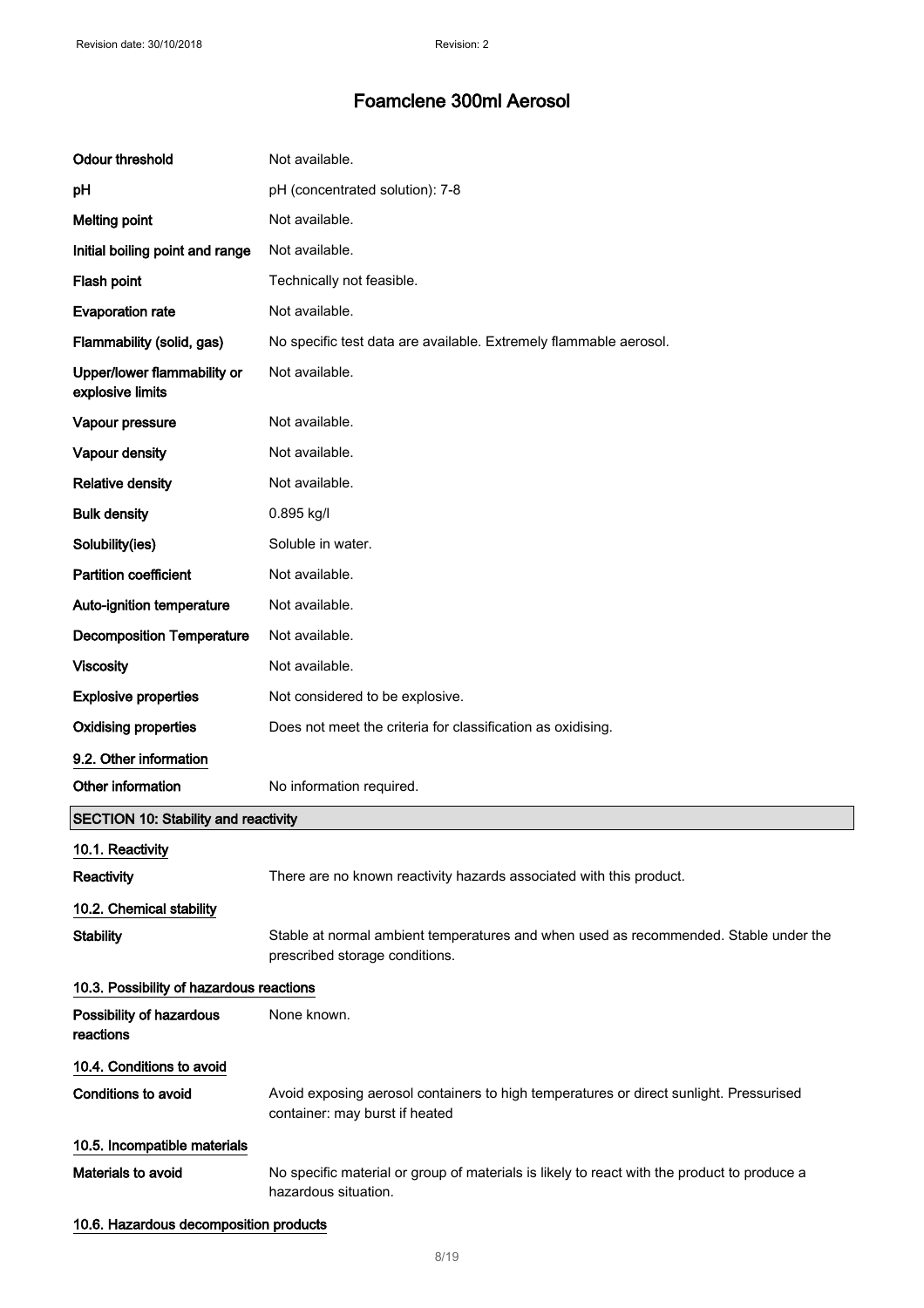| | |
|---|---|
| **Odour threshold** | Not available. |
| **pH** | pH (concentrated solution): 7-8 |
| **Melting point** | Not available. |
| **Initial boiling point and range** | Not available. |
| **Flash point** | Technically not feasible. |
| **Evaporation rate** | Not available. |
| **Flammability (solid, gas)** | No specific test data are available. Extremely flammable aerosol. |
| **Upper/lower flammability or explosive limits** | Not available. |
| **Vapour pressure** | Not available. |
| **Vapour density** | Not available. |
| **Relative density** | Not available. |
| **Bulk density** | 0.895 kg/l |
| **Solubility(ies)** | Soluble in water. |
| **Partition coefficient** | Not available. |
| **Auto-ignition temperature** | Not available. |
| **Decomposition Temperature** | Not available. |
| **Viscosity** | Not available. |
| **Explosive properties** | Not considered to be explosive. |
| **Oxidising properties** | Does not meet the criteria for classification as oxidising. |

### 9.2. Other information

**Other information** No information required.

## SECTION 10: Stability and reactivity

### 10.1. Reactivity

**Reactivity** There are no known reactivity hazards associated with this product.

### 10.2. Chemical stability

**Stability** Stable at normal ambient temperatures and when used as recommended. Stable under the prescribed storage conditions.

### 10.3. Possibility of hazardous reactions

**Possibility of hazardous reactions** None known.

### 10.4. Conditions to avoid

**Conditions to avoid** Avoid exposing aerosol containers to high temperatures or direct sunlight. Pressurised container: may burst if heated

### 10.5. Incompatible materials

**Materials to avoid** No specific material or group of materials is likely to react with the product to produce a hazardous situation.

### 10.6. Hazardous decomposition products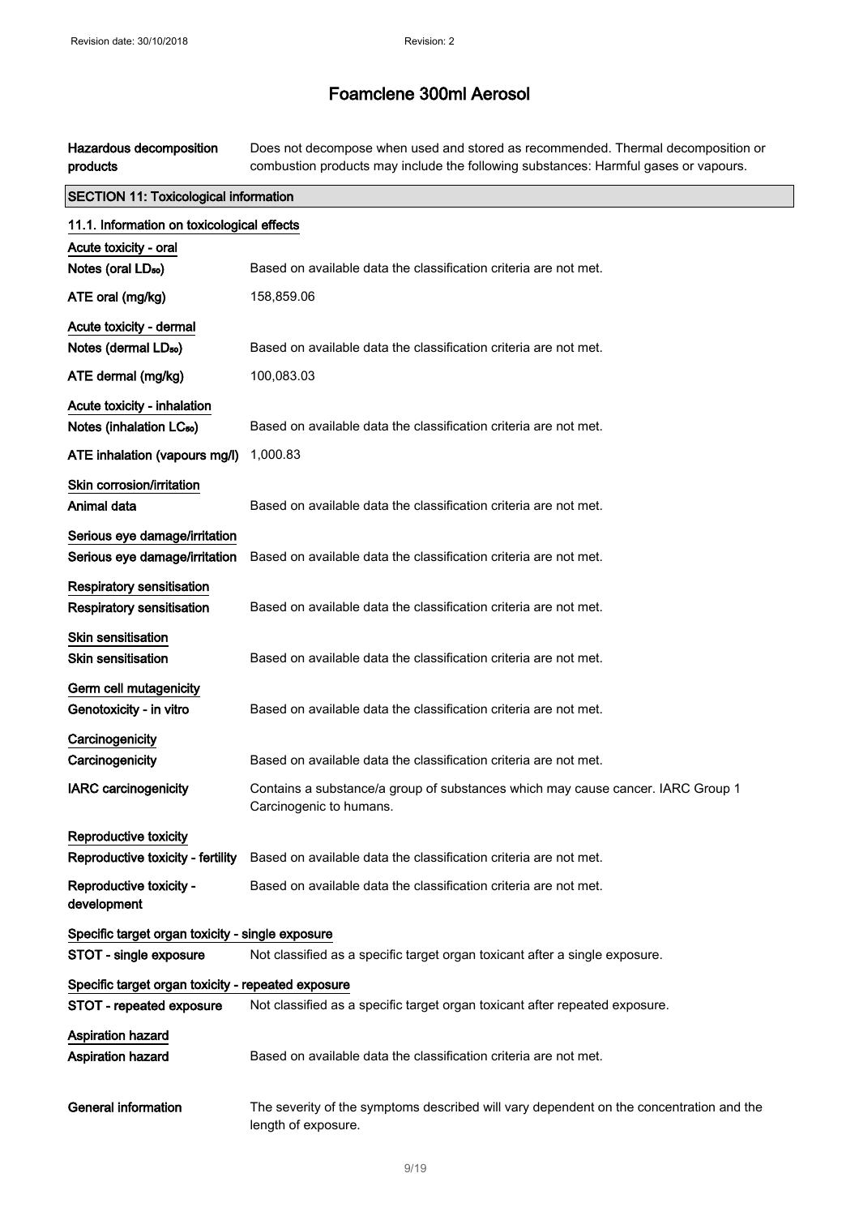| | |
|---|---|
| **Hazardous decomposition products** | Does not decompose when used and stored as recommended. Thermal decomposition or combustion products may include the following substances: Harmful gases or vapours. |

## SECTION 11: Toxicological information

### 11.1. Information on toxicological effects

| | |
|---|---|
| **Acute toxicity - oral** | |
| **Notes (oral $LD_{50}$)** | Based on available data the classification criteria are not met. |
| **ATE oral (mg/kg)** | 158,859.06 |
| **Acute toxicity - dermal** | |
| **Notes (dermal $LD_{50}$)** | Based on available data the classification criteria are not met. |
| **ATE dermal (mg/kg)** | 100,083.03 |
| **Acute toxicity - inhalation** | |
| **Notes (inhalation $LC_{50}$)** | Based on available data the classification criteria are not met. |
| **ATE inhalation (vapours mg/l)** | 1,000.83 |
| **Skin corrosion/irritation** | |
| **Animal data** | Based on available data the classification criteria are not met. |
| **Serious eye damage/irritation** | |
| **Serious eye damage/irritation** | Based on available data the classification criteria are not met. |
| **Respiratory sensitisation** | |
| **Respiratory sensitisation** | Based on available data the classification criteria are not met. |
| **Skin sensitisation** | |
| **Skin sensitisation** | Based on available data the classification criteria are not met. |
| **Germ cell mutagenicity** | |
| **Genotoxicity - in vitro** | Based on available data the classification criteria are not met. |
| **Carcinogenicity** | |
| **Carcinogenicity** | Based on available data the classification criteria are not met. |
| **IARC carcinogenicity** | Contains a substance/a group of substances which may cause cancer. IARC Group 1 Carcinogenic to humans. |
| **Reproductive toxicity** | |
| **Reproductive toxicity - fertility** | Based on available data the classification criteria are not met. |
| **Reproductive toxicity - development** | Based on available data the classification criteria are not met. |
| **Specific target organ toxicity - single exposure** | |
| **STOT - single exposure** | Not classified as a specific target organ toxicant after a single exposure. |
| **Specific target organ toxicity - repeated exposure** | |
| **STOT - repeated exposure** | Not classified as a specific target organ toxicant after repeated exposure. |
| **Aspiration hazard** | |
| **Aspiration hazard** | Based on available data the classification criteria are not met. |
| **General information** | The severity of the symptoms described will vary dependent on the concentration and the length of exposure. |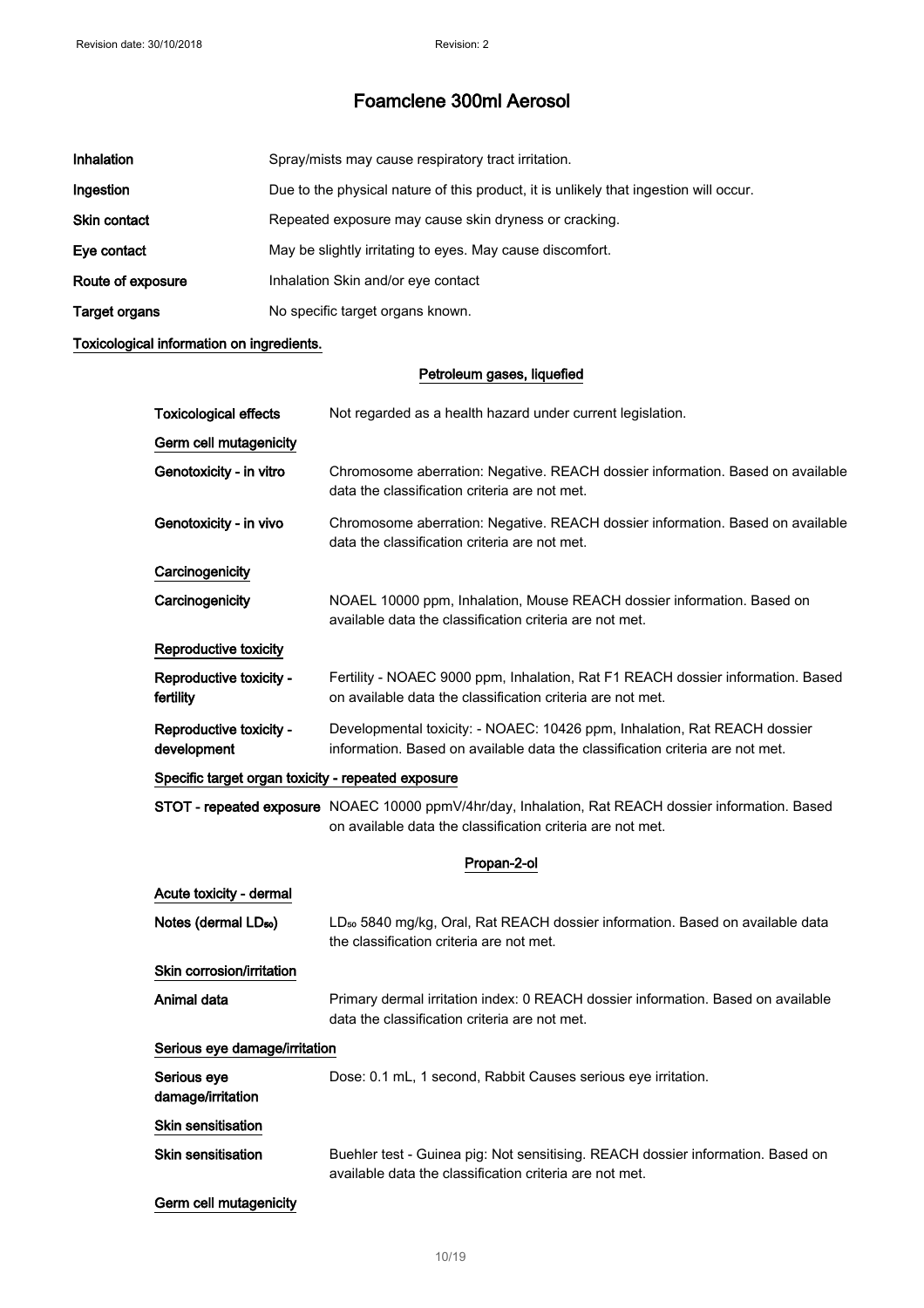# Foamclene 300ml Aerosol

| | |
|---|---|
| **Inhalation** | Spray/mists may cause respiratory tract irritation. |
| **Ingestion** | Due to the physical nature of this product, it is unlikely that ingestion will occur. |
| **Skin contact** | Repeated exposure may cause skin dryness or cracking. |
| **Eye contact** | May be slightly irritating to eyes. May cause discomfort. |
| **Route of exposure** | Inhalation Skin and/or eye contact |
| **Target organs** | No specific target organs known. |

**Toxicological information on ingredients.**

### Petroleum gases, liquefied

**Toxicological effects** Not regarded as a health hazard under current legislation.

**Germ cell mutagenicity**

**Genotoxicity - in vitro** Chromosome aberration: Negative. REACH dossier information. Based on available data the classification criteria are not met.

**Genotoxicity - in vivo** Chromosome aberration: Negative. REACH dossier information. Based on available data the classification criteria are not met.

**Carcinogenicity**

**Carcinogenicity** NOAEL 10000 ppm, Inhalation, Mouse REACH dossier information. Based on available data the classification criteria are not met.

**Reproductive toxicity**

**Reproductive toxicity - fertility** Fertility - NOAEC 9000 ppm, Inhalation, Rat F1 REACH dossier information. Based on available data the classification criteria are not met.

**Reproductive toxicity - development** Developmental toxicity: - NOAEC: 10426 ppm, Inhalation, Rat REACH dossier information. Based on available data the classification criteria are not met.

**Specific target organ toxicity - repeated exposure**

**STOT - repeated exposure** NOAEC 10000 ppmV/4hr/day, Inhalation, Rat REACH dossier information. Based on available data the classification criteria are not met.

### Propan-2-ol

**Acute toxicity - dermal**

**Notes (dermal $LD_{50}$)** $LD_{50}$ 5840 mg/kg, Oral, Rat REACH dossier information. Based on available data the classification criteria are not met.

**Skin corrosion/irritation**

**Animal data** Primary dermal irritation index: 0 REACH dossier information. Based on available data the classification criteria are not met.

**Serious eye damage/irritation**

**Serious eye damage/irritation** Dose: 0.1 mL, 1 second, Rabbit Causes serious eye irritation.

**Skin sensitisation**

**Skin sensitisation** Buehler test - Guinea pig: Not sensitising. REACH dossier information. Based on available data the classification criteria are not met.

**Germ cell mutagenicity**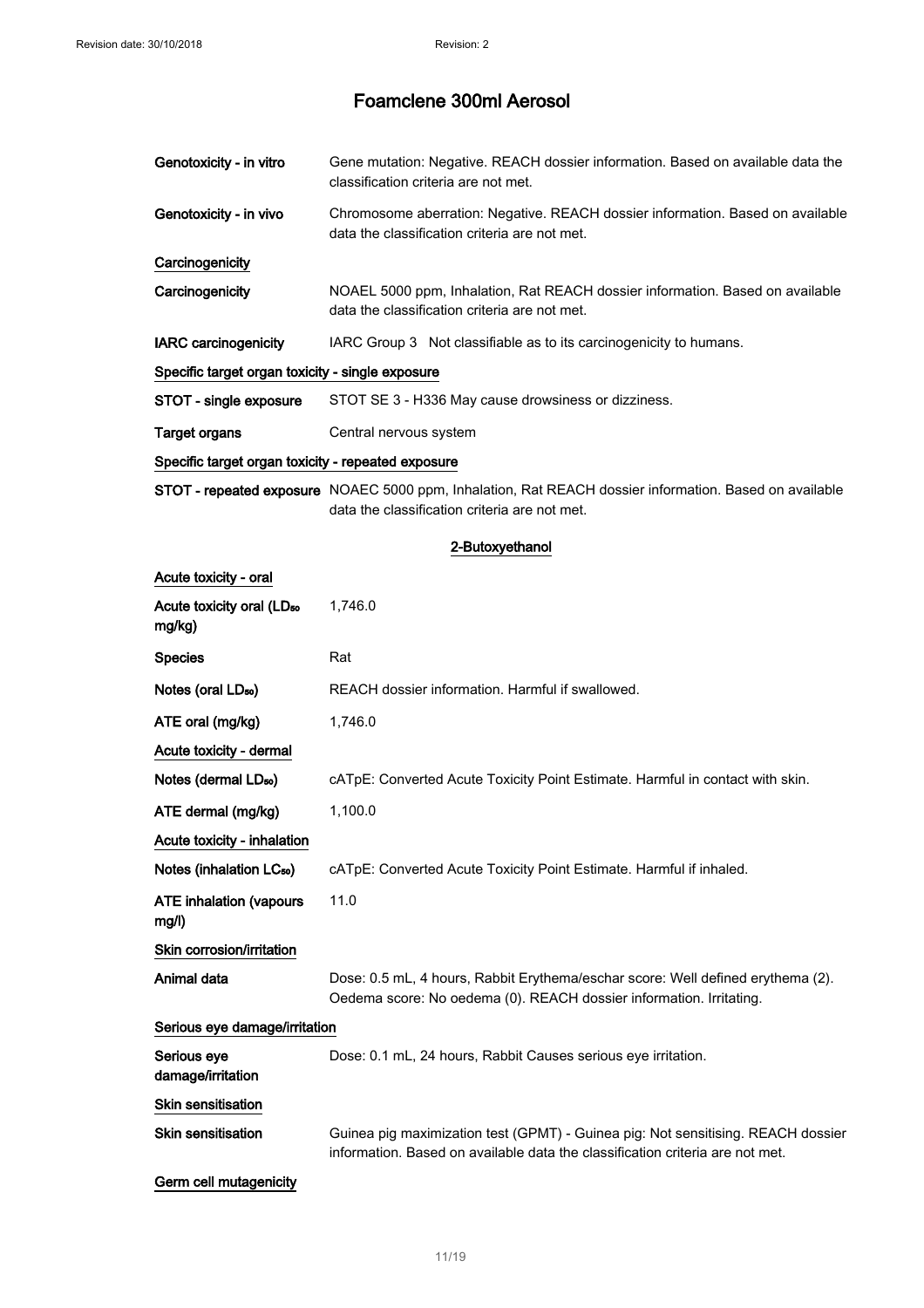# Foamclene 300ml Aerosol

| | |
|---|---|
| **Genotoxicity - in vitro** | Gene mutation: Negative. REACH dossier information. Based on available data the classification criteria are not met. |
| **Genotoxicity - in vivo** | Chromosome aberration: Negative. REACH dossier information. Based on available data the classification criteria are not met. |

**Carcinogenicity**

| | |
|---|---|
| **Carcinogenicity** | NOAEL 5000 ppm, Inhalation, Rat REACH dossier information. Based on available data the classification criteria are not met. |
| **IARC carcinogenicity** | IARC Group 3 Not classifiable as to its carcinogenicity to humans. |

**Specific target organ toxicity - single exposure**

| | |
|---|---|
| **STOT - single exposure** | STOT SE 3 - H336 May cause drowsiness or dizziness. |
| **Target organs** | Central nervous system |

**Specific target organ toxicity - repeated exposure**

| | |
|---|---|
| **STOT - repeated exposure** | NOAEC 5000 ppm, Inhalation, Rat REACH dossier information. Based on available data the classification criteria are not met. |

**2-Butoxyethanol**

**Acute toxicity - oral**

| | |
|---|---|
| **Acute toxicity oral ($LD_{50}$ mg/kg)** | 1,746.0 |
| **Species** | Rat |
| **Notes (oral $LD_{50}$)** | REACH dossier information. Harmful if swallowed. |
| **ATE oral (mg/kg)** | 1,746.0 |

**Acute toxicity - dermal**

| | |
|---|---|
| **Notes (dermal $LD_{50}$)** | cATpE: Converted Acute Toxicity Point Estimate. Harmful in contact with skin. |
| **ATE dermal (mg/kg)** | 1,100.0 |

**Acute toxicity - inhalation**

| | |
|---|---|
| **Notes (inhalation $LC_{50}$)** | cATpE: Converted Acute Toxicity Point Estimate. Harmful if inhaled. |
| **ATE inhalation (vapours mg/l)** | 11.0 |

**Skin corrosion/irritation**

| | |
|---|---|
| **Animal data** | Dose: 0.5 mL, 4 hours, Rabbit Erythema/eschar score: Well defined erythema (2). Oedema score: No oedema (0). REACH dossier information. Irritating. |

**Serious eye damage/irritation**

| | |
|---|---|
| **Serious eye damage/irritation** | Dose: 0.1 mL, 24 hours, Rabbit Causes serious eye irritation. |

**Skin sensitisation**

| | |
|---|---|
| **Skin sensitisation** | Guinea pig maximization test (GPMT) - Guinea pig: Not sensitising. REACH dossier information. Based on available data the classification criteria are not met. |

**Germ cell mutagenicity**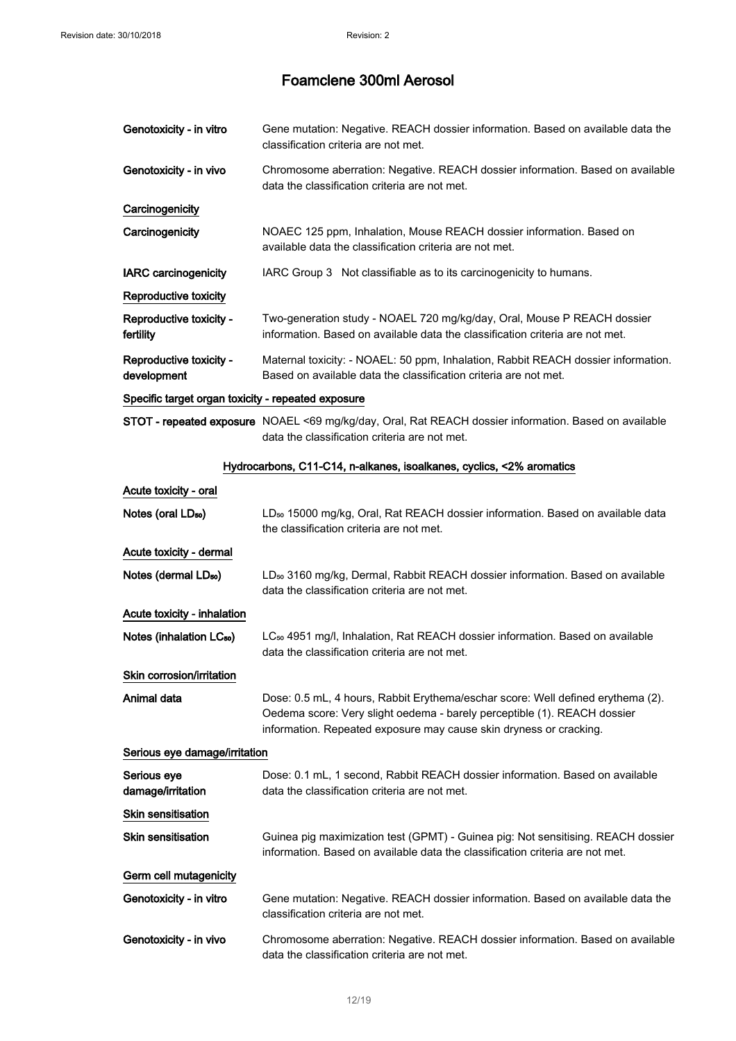**Genotoxicity - in vitro** Gene mutation: Negative. REACH dossier information. Based on available data the classification criteria are not met.

**Genotoxicity - in vivo** Chromosome aberration: Negative. REACH dossier information. Based on available data the classification criteria are not met.

**Carcinogenicity**

**Carcinogenicity** NOAEC 125 ppm, Inhalation, Mouse REACH dossier information. Based on available data the classification criteria are not met.

**IARC carcinogenicity** IARC Group 3 Not classifiable as to its carcinogenicity to humans.

**Reproductive toxicity**

**Reproductive toxicity - fertility** Two-generation study - NOAEL 720 mg/kg/day, Oral, Mouse P REACH dossier information. Based on available data the classification criteria are not met.

**Reproductive toxicity - development** Maternal toxicity: - NOAEL: 50 ppm, Inhalation, Rabbit REACH dossier information. Based on available data the classification criteria are not met.

**Specific target organ toxicity - repeated exposure**

**STOT - repeated exposure** NOAEL <69 mg/kg/day, Oral, Rat REACH dossier information. Based on available data the classification criteria are not met.

**Hydrocarbons, C11-C14, n-alkanes, isoalkanes, cyclics, <2% aromatics**

**Acute toxicity - oral**

**Notes (oral $LD_{50}$)** $LD_{50}$ 15000 mg/kg, Oral, Rat REACH dossier information. Based on available data the classification criteria are not met.

**Acute toxicity - dermal**

**Notes (dermal $LD_{50}$)** $LD_{50}$ 3160 mg/kg, Dermal, Rabbit REACH dossier information. Based on available data the classification criteria are not met.

**Acute toxicity - inhalation**

**Notes (inhalation $LC_{50}$)** $LC_{50}$ 4951 mg/l, Inhalation, Rat REACH dossier information. Based on available data the classification criteria are not met.

**Skin corrosion/irritation**

**Animal data** Dose: 0.5 mL, 4 hours, Rabbit Erythema/eschar score: Well defined erythema (2). Oedema score: Very slight oedema - barely perceptible (1). REACH dossier information. Repeated exposure may cause skin dryness or cracking.

**Serious eye damage/irritation**

**Serious eye damage/irritation** Dose: 0.1 mL, 1 second, Rabbit REACH dossier information. Based on available data the classification criteria are not met.

**Skin sensitisation**

**Skin sensitisation** Guinea pig maximization test (GPMT) - Guinea pig: Not sensitising. REACH dossier information. Based on available data the classification criteria are not met.

**Germ cell mutagenicity**

**Genotoxicity - in vitro** Gene mutation: Negative. REACH dossier information. Based on available data the classification criteria are not met.

**Genotoxicity - in vivo** Chromosome aberration: Negative. REACH dossier information. Based on available data the classification criteria are not met.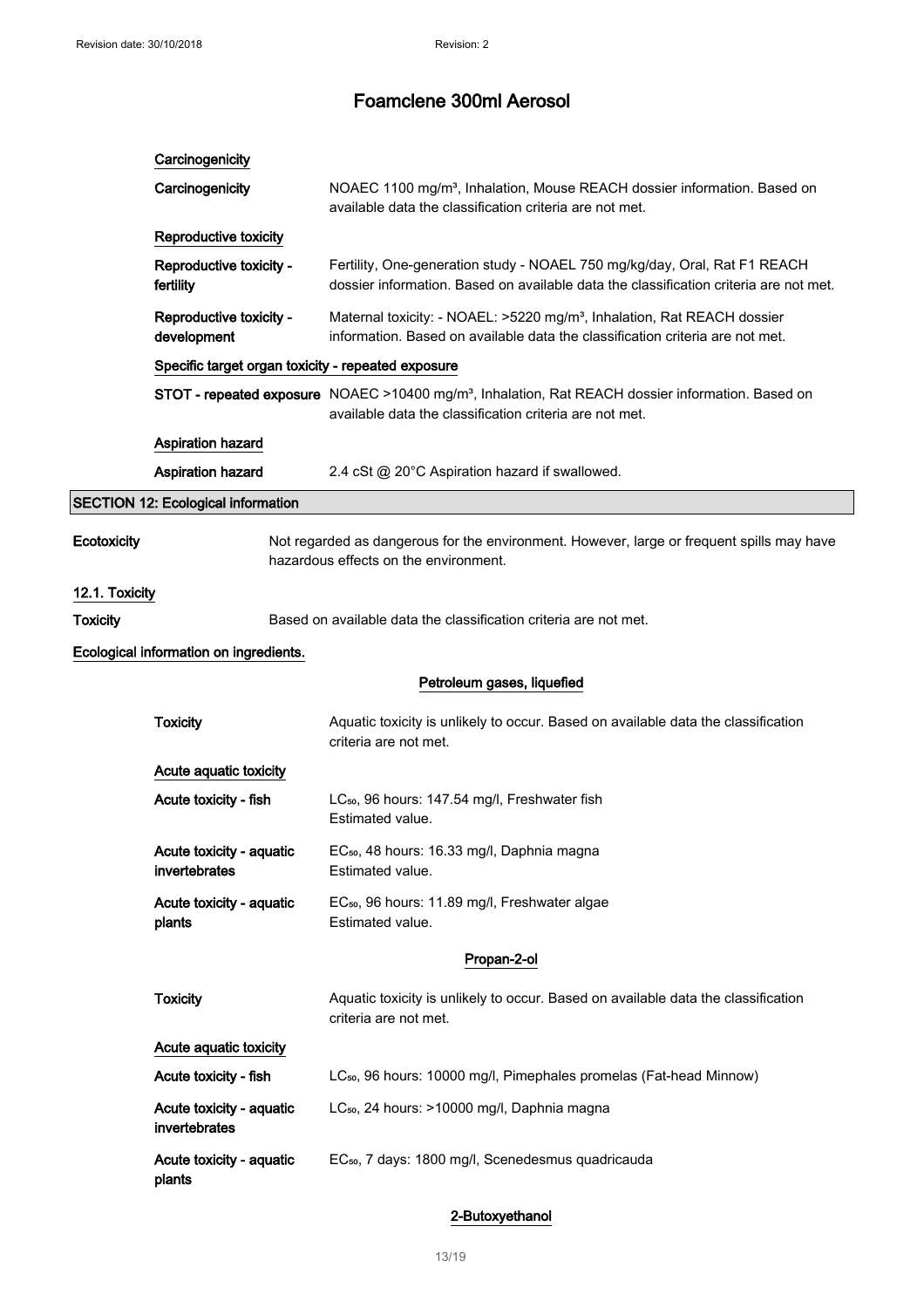**Carcinogenicity**

| | |
|---|---|
| **Carcinogenicity** | NOAEC 1100 mg/m³, Inhalation, Mouse REACH dossier information. Based on available data the classification criteria are not met. |

**Reproductive toxicity**

| | |
|---|---|
| **Reproductive toxicity - fertility** | Fertility, One-generation study - NOAEL 750 mg/kg/day, Oral, Rat F1 REACH dossier information. Based on available data the classification criteria are not met. |
| **Reproductive toxicity - development** | Maternal toxicity: - NOAEL: >5220 mg/m³, Inhalation, Rat REACH dossier information. Based on available data the classification criteria are not met. |

**Specific target organ toxicity - repeated exposure**

| | |
|---|---|
| **STOT - repeated exposure** | NOAEC >10400 mg/m³, Inhalation, Rat REACH dossier information. Based on available data the classification criteria are not met. |

**Aspiration hazard**

| | |
|---|---|
| **Aspiration hazard** | 2.4 cSt @ 20°C Aspiration hazard if swallowed. |

## SECTION 12: Ecological information

| | |
|---|---|
| **Ecotoxicity** | Not regarded as dangerous for the environment. However, large or frequent spills may have hazardous effects on the environment. |

### 12.1. Toxicity

| | |
|---|---|
| **Toxicity** | Based on available data the classification criteria are not met. |

**Ecological information on ingredients.**

**Petroleum gases, liquefied**

| | |
|---|---|
| **Toxicity** | Aquatic toxicity is unlikely to occur. Based on available data the classification criteria are not met. |

**Acute aquatic toxicity**

| | |
|---|---|
| **Acute toxicity - fish** | $LC_{50}$, 96 hours: 147.54 mg/l, Freshwater fish Estimated value. |
| **Acute toxicity - aquatic invertebrates** | $EC_{50}$, 48 hours: 16.33 mg/l, Daphnia magna Estimated value. |
| **Acute toxicity - aquatic plants** | $EC_{50}$, 96 hours: 11.89 mg/l, Freshwater algae Estimated value. |

**Propan-2-ol**

| | |
|---|---|
| **Toxicity** | Aquatic toxicity is unlikely to occur. Based on available data the classification criteria are not met. |

**Acute aquatic toxicity**

| | |
|---|---|
| **Acute toxicity - fish** | $LC_{50}$, 96 hours: 10000 mg/l, Pimephales promelas (Fat-head Minnow) |
| **Acute toxicity - aquatic invertebrates** | $LC_{50}$, 24 hours: >10000 mg/l, Daphnia magna |
| **Acute toxicity - aquatic plants** | $EC_{50}$, 7 days: 1800 mg/l, Scenedesmus quadricauda |

**2-Butoxyethanol**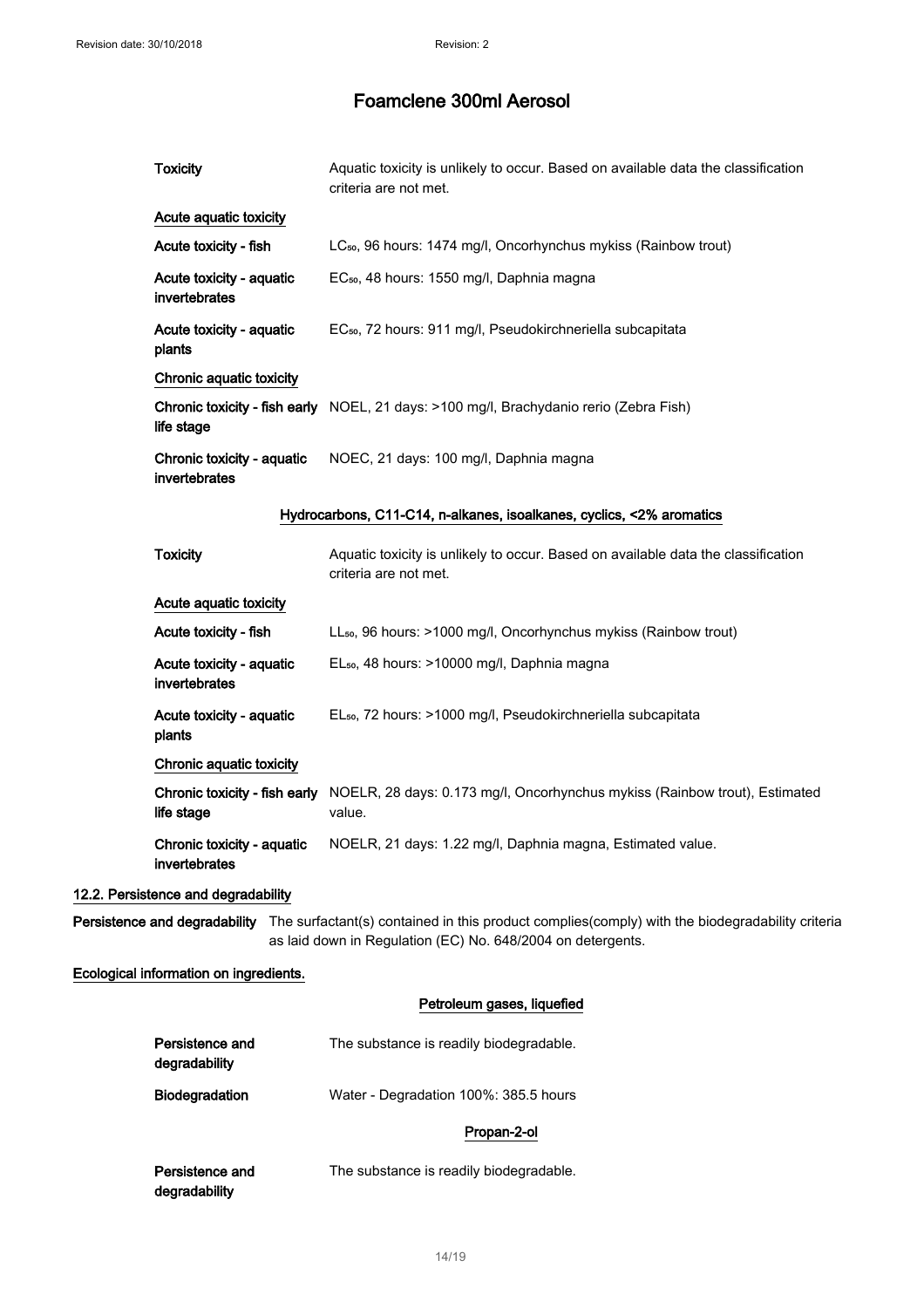# Foamclene 300ml Aerosol

| | |
|---|---|
| **Toxicity** | Aquatic toxicity is unlikely to occur. Based on available data the classification criteria are not met. |
| **Acute aquatic toxicity** | |
| **Acute toxicity - fish** | $LC_{50}$, 96 hours: 1474 mg/l, Oncorhynchus mykiss (Rainbow trout) |
| **Acute toxicity - aquatic invertebrates** | $EC_{50}$, 48 hours: 1550 mg/l, Daphnia magna |
| **Acute toxicity - aquatic plants** | $EC_{50}$, 72 hours: 911 mg/l, Pseudokirchneriella subcapitata |
| **Chronic aquatic toxicity** | |
| **Chronic toxicity - fish early life stage** | NOEL, 21 days: >100 mg/l, Brachydanio rerio (Zebra Fish) |
| **Chronic toxicity - aquatic invertebrates** | NOEC, 21 days: 100 mg/l, Daphnia magna |

**Hydrocarbons, C11-C14, n-alkanes, isoalkanes, cyclics, <2% aromatics**

| | |
|---|---|
| **Toxicity** | Aquatic toxicity is unlikely to occur. Based on available data the classification criteria are not met. |
| **Acute aquatic toxicity** | |
| **Acute toxicity - fish** | $LL_{50}$, 96 hours: >1000 mg/l, Oncorhynchus mykiss (Rainbow trout) |
| **Acute toxicity - aquatic invertebrates** | $EL_{50}$, 48 hours: >10000 mg/l, Daphnia magna |
| **Acute toxicity - aquatic plants** | $EL_{50}$, 72 hours: >1000 mg/l, Pseudokirchneriella subcapitata |
| **Chronic aquatic toxicity** | |
| **Chronic toxicity - fish early life stage** | NOELR, 28 days: 0.173 mg/l, Oncorhynchus mykiss (Rainbow trout), Estimated value. |
| **Chronic toxicity - aquatic invertebrates** | NOELR, 21 days: 1.22 mg/l, Daphnia magna, Estimated value. |

## 12.2. Persistence and degradability

**Persistence and degradability** The surfactant(s) contained in this product complies(comply) with the biodegradability criteria as laid down in Regulation (EC) No. 648/2004 on detergents.

**Ecological information on ingredients.**

**Petroleum gases, liquefied**

| | |
|---|---|
| **Persistence and degradability** | The substance is readily biodegradable. |
| **Biodegradation** | Water - Degradation 100%: 385.5 hours |

**Propan-2-ol**

| | |
|---|---|
| **Persistence and degradability** | The substance is readily biodegradable. |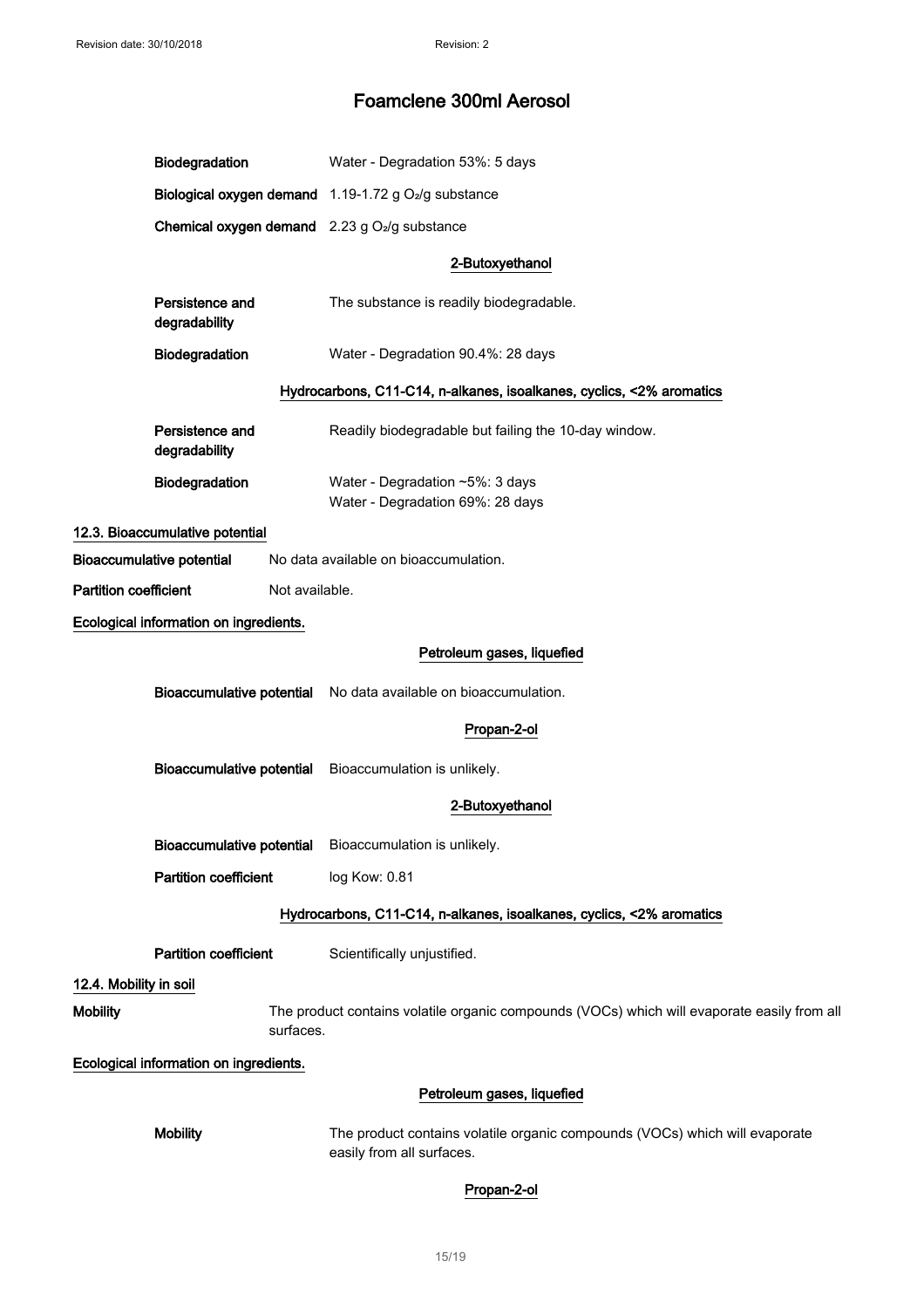**Biodegradation** Water - Degradation 53%: 5 days

**Biological oxygen demand** 1.19-1.72 g $O_2$/g substance

**Chemical oxygen demand** 2.23 g $O_2$/g substance

**2-Butoxyethanol**

**Persistence and degradability** The substance is readily biodegradable.

**Biodegradation** Water - Degradation 90.4%: 28 days

**Hydrocarbons, C11-C14, n-alkanes, isoalkanes, cyclics, <2% aromatics**

**Persistence and degradability** Readily biodegradable but failing the 10-day window.

**Biodegradation** Water - Degradation ~5%: 3 days
Water - Degradation 69%: 28 days

### 12.3. Bioaccumulative potential

**Bioaccumulative potential** No data available on bioaccumulation.

**Partition coefficient** Not available.

**Ecological information on ingredients.**

**Petroleum gases, liquefied**

**Bioaccumulative potential** No data available on bioaccumulation.

**Propan-2-ol**

**Bioaccumulative potential** Bioaccumulation is unlikely.

**2-Butoxyethanol**

**Bioaccumulative potential** Bioaccumulation is unlikely.

**Partition coefficient** log Kow: 0.81

**Hydrocarbons, C11-C14, n-alkanes, isoalkanes, cyclics, <2% aromatics**

**Partition coefficient** Scientifically unjustified.

### 12.4. Mobility in soil

**Mobility** The product contains volatile organic compounds (VOCs) which will evaporate easily from all surfaces.

**Ecological information on ingredients.**

**Petroleum gases, liquefied**

**Mobility** The product contains volatile organic compounds (VOCs) which will evaporate easily from all surfaces.

**Propan-2-ol**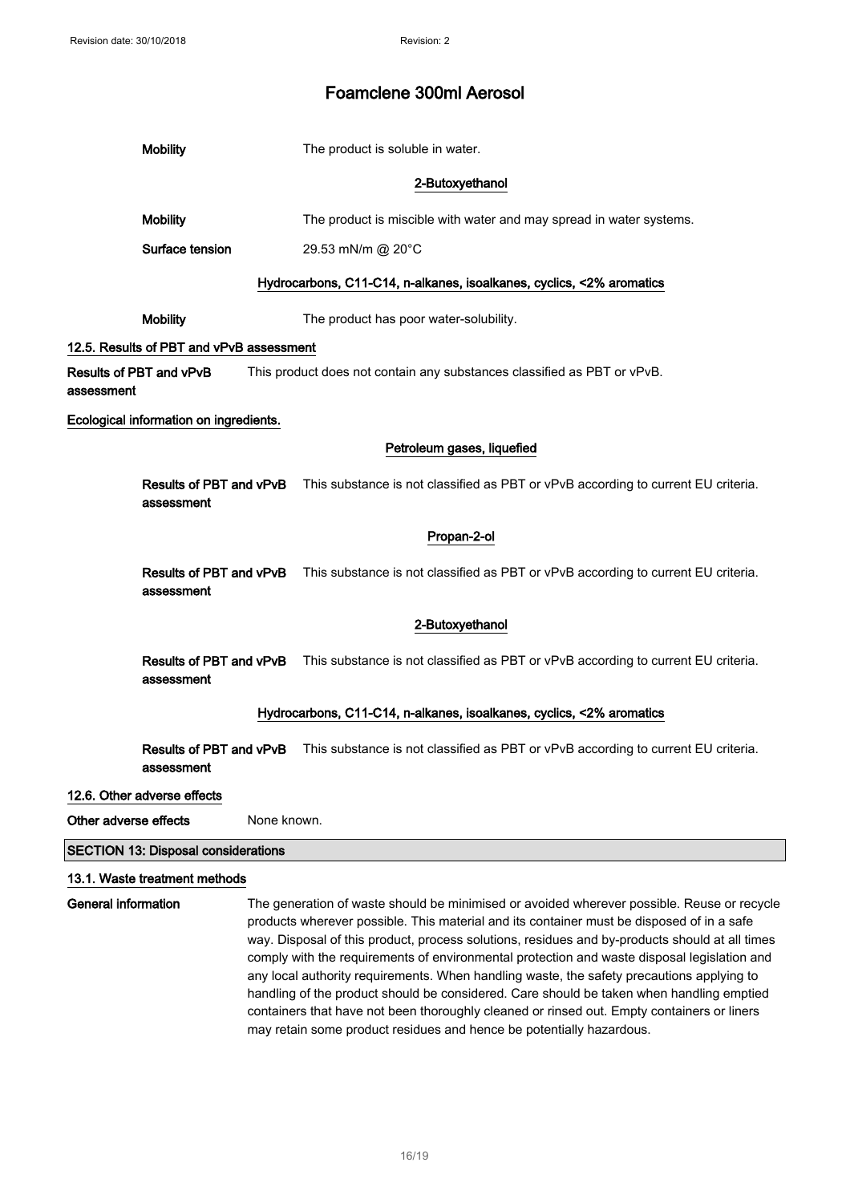**Mobility** The product is soluble in water.

**2-Butoxyethanol**

**Mobility** The product is miscible with water and may spread in water systems.

**Surface tension** 29.53 mN/m @ 20°C

**Hydrocarbons, C11-C14, n-alkanes, isoalkanes, cyclics, <2% aromatics**

**Mobility** The product has poor water-solubility.

### 12.5. Results of PBT and vPvB assessment

**Results of PBT and vPvB assessment** This product does not contain any substances classified as PBT or vPvB.

### Ecological information on ingredients.

**Petroleum gases, liquefied**

**Results of PBT and vPvB assessment** This substance is not classified as PBT or vPvB according to current EU criteria.

**Propan-2-ol**

**Results of PBT and vPvB assessment** This substance is not classified as PBT or vPvB according to current EU criteria.

**2-Butoxyethanol**

**Results of PBT and vPvB assessment** This substance is not classified as PBT or vPvB according to current EU criteria.

**Hydrocarbons, C11-C14, n-alkanes, isoalkanes, cyclics, <2% aromatics**

**Results of PBT and vPvB assessment** This substance is not classified as PBT or vPvB according to current EU criteria.

### 12.6. Other adverse effects

**Other adverse effects** None known.

## SECTION 13: Disposal considerations

### 13.1. Waste treatment methods

**General information** The generation of waste should be minimised or avoided wherever possible. Reuse or recycle products wherever possible. This material and its container must be disposed of in a safe way. Disposal of this product, process solutions, residues and by-products should at all times comply with the requirements of environmental protection and waste disposal legislation and any local authority requirements. When handling waste, the safety precautions applying to handling of the product should be considered. Care should be taken when handling emptied containers that have not been thoroughly cleaned or rinsed out. Empty containers or liners may retain some product residues and hence be potentially hazardous.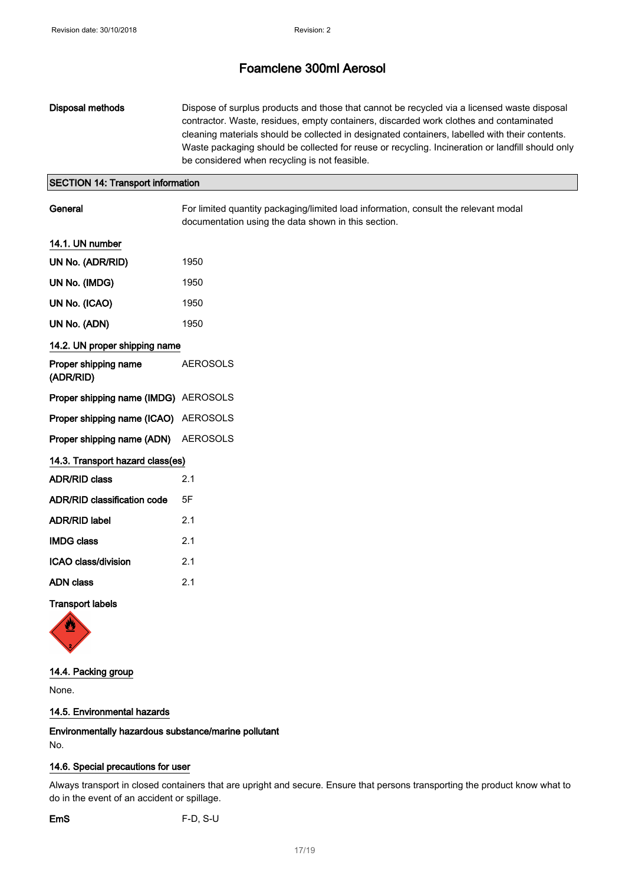**Disposal methods** Dispose of surplus products and those that cannot be recycled via a licensed waste disposal contractor. Waste, residues, empty containers, discarded work clothes and contaminated cleaning materials should be collected in designated containers, labelled with their contents. Waste packaging should be collected for reuse or recycling. Incineration or landfill should only be considered when recycling is not feasible.

## SECTION 14: Transport information

**General** For limited quantity packaging/limited load information, consult the relevant modal documentation using the data shown in this section.

### 14.1. UN number

| | |
|---|---|
| **UN No. (ADR/RID)** | 1950 |
| **UN No. (IMDG)** | 1950 |
| **UN No. (ICAO)** | 1950 |
| **UN No. (ADN)** | 1950 |

### 14.2. UN proper shipping name

| | |
|---|---|
| **Proper shipping name (ADR/RID)** | AEROSOLS |
| **Proper shipping name (IMDG)** | AEROSOLS |
| **Proper shipping name (ICAO)** | AEROSOLS |
| **Proper shipping name (ADN)** | AEROSOLS |

### 14.3. Transport hazard class(es)

| | |
|---|---|
| **ADR/RID class** | 2.1 |
| **ADR/RID classification code** | 5F |
| **ADR/RID label** | 2.1 |
| **IMDG class** | 2.1 |
| **ICAO class/division** | 2.1 |
| **ADN class** | 2.1 |

**Transport labels**

### 14.4. Packing group

None.

### 14.5. Environmental hazards

**Environmentally hazardous substance/marine pollutant**

No.

### 14.6. Special precautions for user

Always transport in closed containers that are upright and secure. Ensure that persons transporting the product know what to do in the event of an accident or spillage.

**EmS** F-D, S-U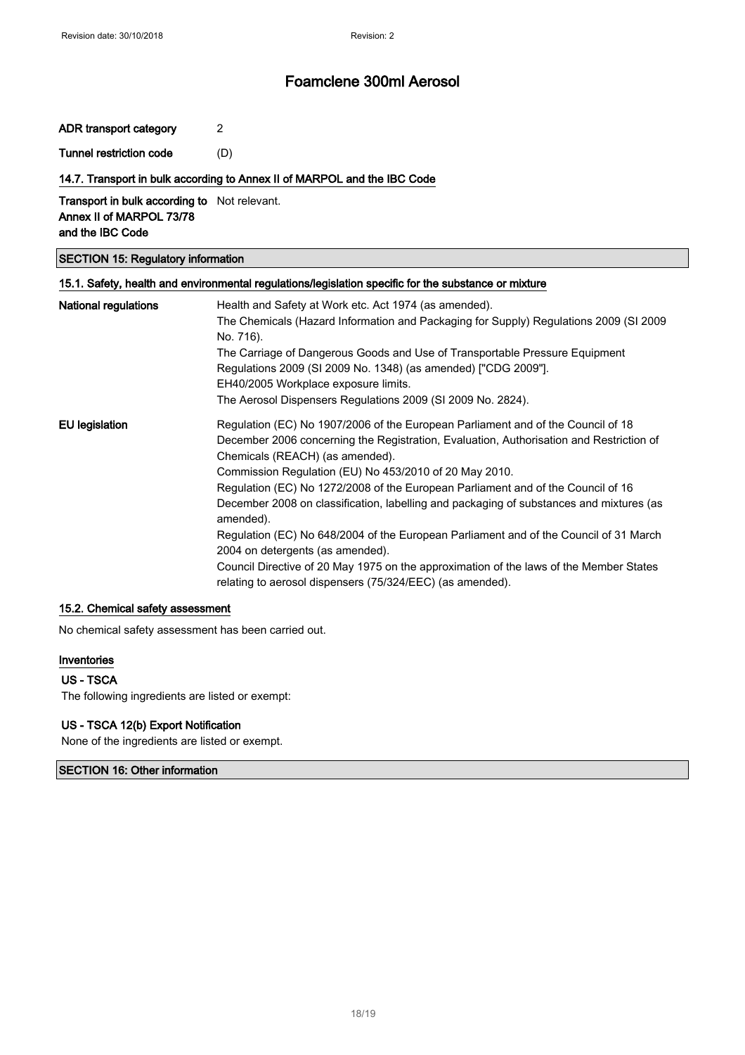| | |
|---|---|
| **ADR transport category** | 2 |
| **Tunnel restriction code** | (D) |

### 14.7. Transport in bulk according to Annex II of MARPOL and the IBC Code

| | |
|---|---|
| **Transport in bulk according to Annex II of MARPOL 73/78 and the IBC Code** | Not relevant. |

## SECTION 15: Regulatory information

### 15.1. Safety, health and environmental regulations/legislation specific for the substance or mixture

**National regulations**

Health and Safety at Work etc. Act 1974 (as amended).
The Chemicals (Hazard Information and Packaging for Supply) Regulations 2009 (SI 2009 No. 716).
The Carriage of Dangerous Goods and Use of Transportable Pressure Equipment Regulations 2009 (SI 2009 No. 1348) (as amended) ["CDG 2009"].
EH40/2005 Workplace exposure limits.
The Aerosol Dispensers Regulations 2009 (SI 2009 No. 2824).

**EU legislation**

Regulation (EC) No 1907/2006 of the European Parliament and of the Council of 18 December 2006 concerning the Registration, Evaluation, Authorisation and Restriction of Chemicals (REACH) (as amended).
Commission Regulation (EU) No 453/2010 of 20 May 2010.
Regulation (EC) No 1272/2008 of the European Parliament and of the Council of 16 December 2008 on classification, labelling and packaging of substances and mixtures (as amended).
Regulation (EC) No 648/2004 of the European Parliament and of the Council of 31 March 2004 on detergents (as amended).
Council Directive of 20 May 1975 on the approximation of the laws of the Member States relating to aerosol dispensers (75/324/EEC) (as amended).

### 15.2. Chemical safety assessment

No chemical safety assessment has been carried out.

### Inventories

**US - TSCA**

The following ingredients are listed or exempt:

**US - TSCA 12(b) Export Notification**

None of the ingredients are listed or exempt.

## SECTION 16: Other information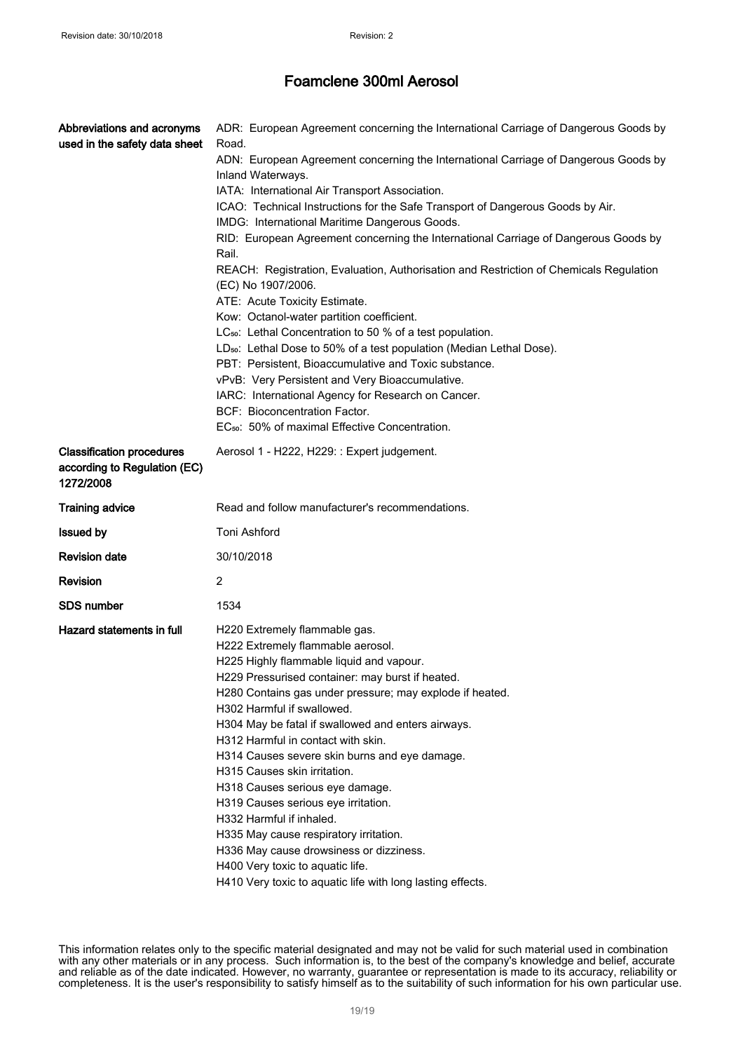# Foamclene 300ml Aerosol

| | |
|---|---|
| **Abbreviations and acronyms used in the safety data sheet** | ADR: European Agreement concerning the International Carriage of Dangerous Goods by Road.<br>ADN: European Agreement concerning the International Carriage of Dangerous Goods by Inland Waterways.<br>IATA: International Air Transport Association.<br>ICAO: Technical Instructions for the Safe Transport of Dangerous Goods by Air.<br>IMDG: International Maritime Dangerous Goods.<br>RID: European Agreement concerning the International Carriage of Dangerous Goods by Rail.<br>REACH: Registration, Evaluation, Authorisation and Restriction of Chemicals Regulation (EC) No 1907/2006.<br>ATE: Acute Toxicity Estimate.<br>Kow: Octanol-water partition coefficient.<br>$LC_{50}$: Lethal Concentration to 50 % of a test population.<br>$LD_{50}$: Lethal Dose to 50% of a test population (Median Lethal Dose).<br>PBT: Persistent, Bioaccumulative and Toxic substance.<br>vPvB: Very Persistent and Very Bioaccumulative.<br>IARC: International Agency for Research on Cancer.<br>BCF: Bioconcentration Factor.<br>$EC_{50}$: 50% of maximal Effective Concentration. |
| **Classification procedures according to Regulation (EC) 1272/2008** | Aerosol 1 - H222, H229: : Expert judgement. |
| **Training advice** | Read and follow manufacturer's recommendations. |
| **Issued by** | Toni Ashford |
| **Revision date** | 30/10/2018 |
| **Revision** | 2 |
| **SDS number** | 1534 |
| **Hazard statements in full** | H220 Extremely flammable gas.<br>H222 Extremely flammable aerosol.<br>H225 Highly flammable liquid and vapour.<br>H229 Pressurised container: may burst if heated.<br>H280 Contains gas under pressure; may explode if heated.<br>H302 Harmful if swallowed.<br>H304 May be fatal if swallowed and enters airways.<br>H312 Harmful in contact with skin.<br>H314 Causes severe skin burns and eye damage.<br>H315 Causes skin irritation.<br>H318 Causes serious eye damage.<br>H319 Causes serious eye irritation.<br>H332 Harmful if inhaled.<br>H335 May cause respiratory irritation.<br>H336 May cause drowsiness or dizziness.<br>H400 Very toxic to aquatic life.<br>H410 Very toxic to aquatic life with long lasting effects. |

This information relates only to the specific material designated and may not be valid for such material used in combination with any other materials or in any process. Such information is, to the best of the company's knowledge and belief, accurate and reliable as of the date indicated. However, no warranty, guarantee or representation is made to its accuracy, reliability or completeness. It is the user's responsibility to satisfy himself as to the suitability of such information for his own particular use.